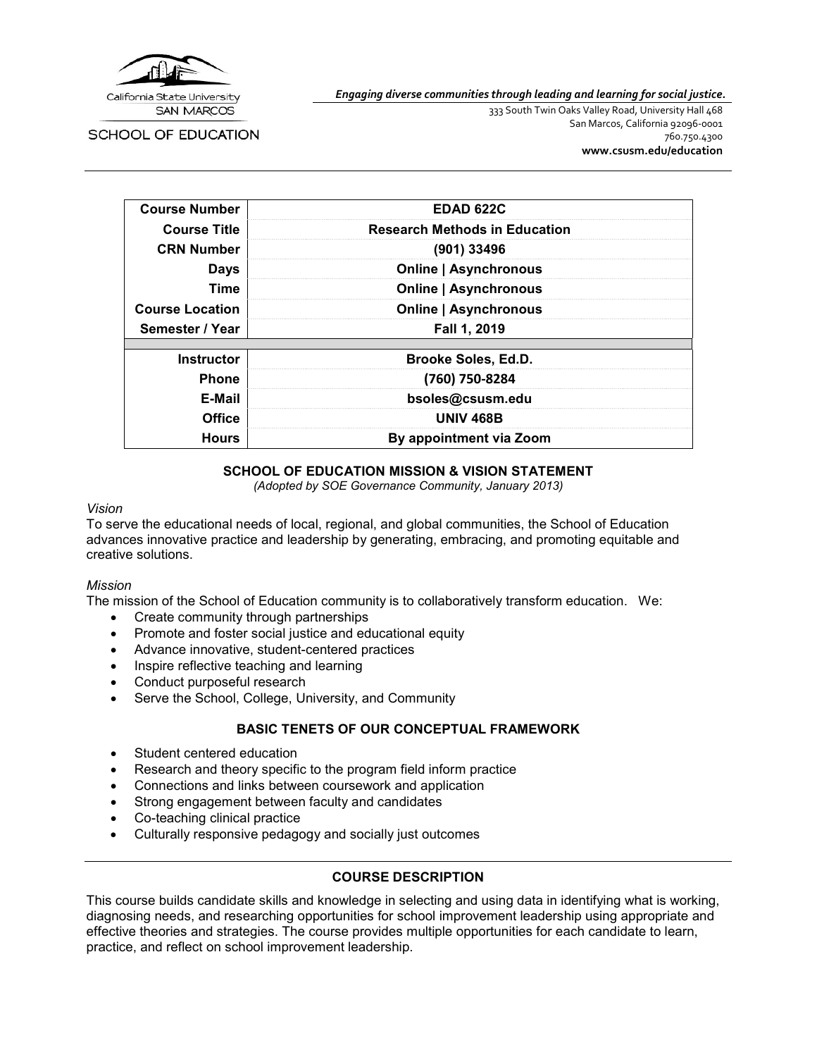California State University SAN MARCOS

SCHOOL OF EDUCATION

*Engaging diverse communities through leading and learning for social justice.*

333 South Twin Oaks Valley Road, University Hall 468
San Marcos, California 92096-0001
760.750.4300
**www.csusm.edu/education**

| | |
|---|---|
| **Course Number** | **EDAD 622C** |
| **Course Title** | **Research Methods in Education** |
| **CRN Number** | **(901) 33496** |
| **Days** | **Online \| Asynchronous** |
| **Time** | **Online \| Asynchronous** |
| **Course Location** | **Online \| Asynchronous** |
| **Semester / Year** | **Fall 1, 2019** |
| | |
| **Instructor** | **Brooke Soles, Ed.D.** |
| **Phone** | **(760) 750-8284** |
| **E-Mail** | **bsoles@csusm.edu** |
| **Office** | **UNIV 468B** |
| **Hours** | **By appointment via Zoom** |

## SCHOOL OF EDUCATION MISSION & VISION STATEMENT

*(Adopted by SOE Governance Community, January 2013)*

*Vision*

To serve the educational needs of local, regional, and global communities, the School of Education advances innovative practice and leadership by generating, embracing, and promoting equitable and creative solutions.

*Mission*

The mission of the School of Education community is to collaboratively transform education. We:

- Create community through partnerships
- Promote and foster social justice and educational equity
- Advance innovative, student-centered practices
- Inspire reflective teaching and learning
- Conduct purposeful research
- Serve the School, College, University, and Community

## BASIC TENETS OF OUR CONCEPTUAL FRAMEWORK

- Student centered education
- Research and theory specific to the program field inform practice
- Connections and links between coursework and application
- Strong engagement between faculty and candidates
- Co-teaching clinical practice
- Culturally responsive pedagogy and socially just outcomes

## COURSE DESCRIPTION

This course builds candidate skills and knowledge in selecting and using data in identifying what is working, diagnosing needs, and researching opportunities for school improvement leadership using appropriate and effective theories and strategies. The course provides multiple opportunities for each candidate to learn, practice, and reflect on school improvement leadership.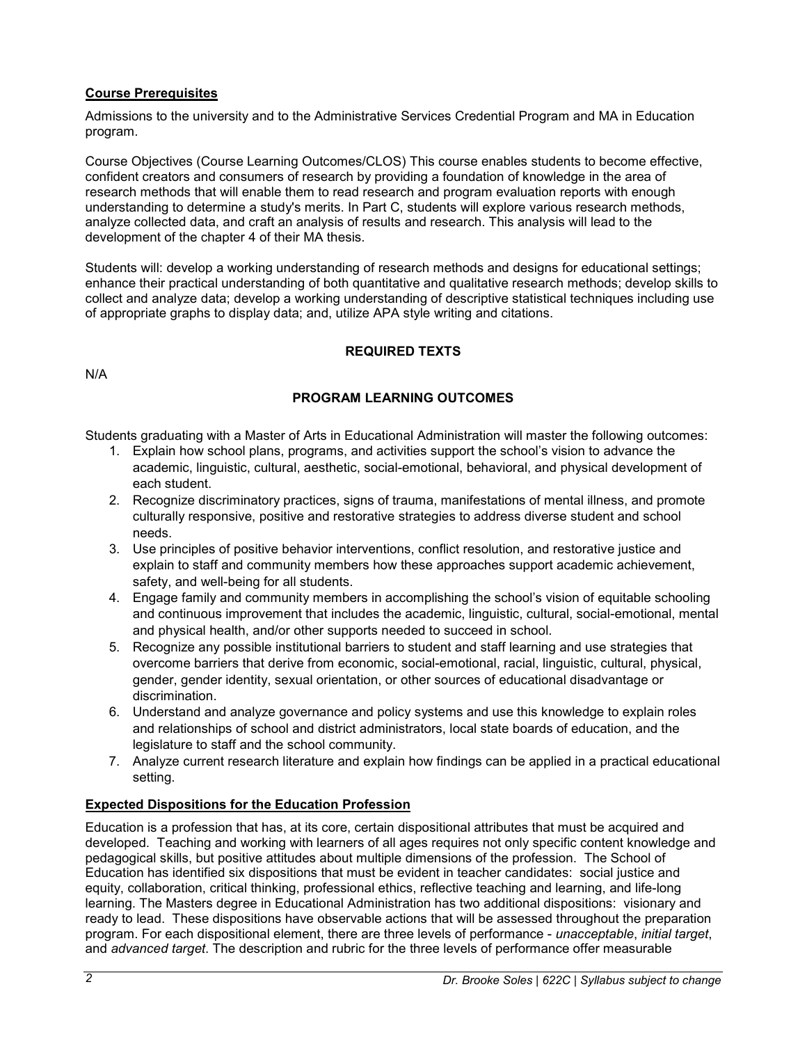**Course Prerequisites**

Admissions to the university and to the Administrative Services Credential Program and MA in Education program.

Course Objectives (Course Learning Outcomes/CLOS) This course enables students to become effective, confident creators and consumers of research by providing a foundation of knowledge in the area of research methods that will enable them to read research and program evaluation reports with enough understanding to determine a study's merits. In Part C, students will explore various research methods, analyze collected data, and craft an analysis of results and research. This analysis will lead to the development of the chapter 4 of their MA thesis.

Students will: develop a working understanding of research methods and designs for educational settings; enhance their practical understanding of both quantitative and qualitative research methods; develop skills to collect and analyze data; develop a working understanding of descriptive statistical techniques including use of appropriate graphs to display data; and, utilize APA style writing and citations.

## REQUIRED TEXTS

N/A

## PROGRAM LEARNING OUTCOMES

Students graduating with a Master of Arts in Educational Administration will master the following outcomes:

1. Explain how school plans, programs, and activities support the school's vision to advance the academic, linguistic, cultural, aesthetic, social-emotional, behavioral, and physical development of each student.
2. Recognize discriminatory practices, signs of trauma, manifestations of mental illness, and promote culturally responsive, positive and restorative strategies to address diverse student and school needs.
3. Use principles of positive behavior interventions, conflict resolution, and restorative justice and explain to staff and community members how these approaches support academic achievement, safety, and well-being for all students.
4. Engage family and community members in accomplishing the school's vision of equitable schooling and continuous improvement that includes the academic, linguistic, cultural, social-emotional, mental and physical health, and/or other supports needed to succeed in school.
5. Recognize any possible institutional barriers to student and staff learning and use strategies that overcome barriers that derive from economic, social-emotional, racial, linguistic, cultural, physical, gender, gender identity, sexual orientation, or other sources of educational disadvantage or discrimination.
6. Understand and analyze governance and policy systems and use this knowledge to explain roles and relationships of school and district administrators, local state boards of education, and the legislature to staff and the school community.
7. Analyze current research literature and explain how findings can be applied in a practical educational setting.

**Expected Dispositions for the Education Profession**

Education is a profession that has, at its core, certain dispositional attributes that must be acquired and developed. Teaching and working with learners of all ages requires not only specific content knowledge and pedagogical skills, but positive attitudes about multiple dimensions of the profession. The School of Education has identified six dispositions that must be evident in teacher candidates: social justice and equity, collaboration, critical thinking, professional ethics, reflective teaching and learning, and life-long learning. The Masters degree in Educational Administration has two additional dispositions: visionary and ready to lead. These dispositions have observable actions that will be assessed throughout the preparation program. For each dispositional element, there are three levels of performance - *unacceptable*, *initial target*, and *advanced target*. The description and rubric for the three levels of performance offer measurable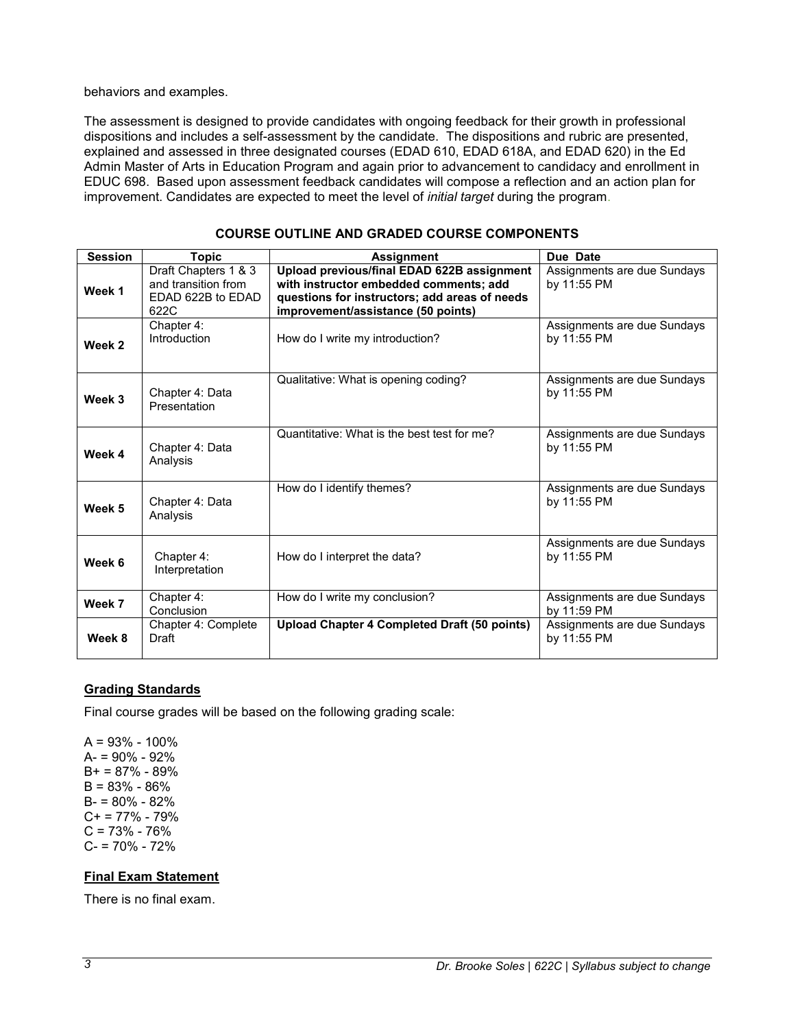behaviors and examples.

The assessment is designed to provide candidates with ongoing feedback for their growth in professional dispositions and includes a self-assessment by the candidate. The dispositions and rubric are presented, explained and assessed in three designated courses (EDAD 610, EDAD 618A, and EDAD 620) in the Ed Admin Master of Arts in Education Program and again prior to advancement to candidacy and enrollment in EDUC 698. Based upon assessment feedback candidates will compose a reflection and an action plan for improvement. Candidates are expected to meet the level of *initial target* during the program.

**COURSE OUTLINE AND GRADED COURSE COMPONENTS**

| Session | Topic | Assignment | Due Date |
|---|---|---|---|
| **Week 1** | Draft Chapters 1 & 3 and transition from EDAD 622B to EDAD 622C | **Upload previous/final EDAD 622B assignment with instructor embedded comments; add questions for instructors; add areas of needs improvement/assistance (50 points)** | Assignments are due Sundays by 11:55 PM |
| **Week 2** | Chapter 4: Introduction | How do I write my introduction? | Assignments are due Sundays by 11:55 PM |
| **Week 3** | Chapter 4: Data Presentation | Qualitative: What is opening coding? | Assignments are due Sundays by 11:55 PM |
| **Week 4** | Chapter 4: Data Analysis | Quantitative: What is the best test for me? | Assignments are due Sundays by 11:55 PM |
| **Week 5** | Chapter 4: Data Analysis | How do I identify themes? | Assignments are due Sundays by 11:55 PM |
| **Week 6** | Chapter 4: Interpretation | How do I interpret the data? | Assignments are due Sundays by 11:55 PM |
| **Week 7** | Chapter 4: Conclusion | How do I write my conclusion? | Assignments are due Sundays by 11:59 PM |
| **Week 8** | Chapter 4: Complete Draft | **Upload Chapter 4 Completed Draft (50 points)** | Assignments are due Sundays by 11:55 PM |

## Grading Standards

Final course grades will be based on the following grading scale:

A = 93% - 100%
A- = 90% - 92%
B+ = 87% - 89%
B = 83% - 86%
B- = 80% - 82%
C+ = 77% - 79%
C = 73% - 76%
C- = 70% - 72%

## Final Exam Statement

There is no final exam.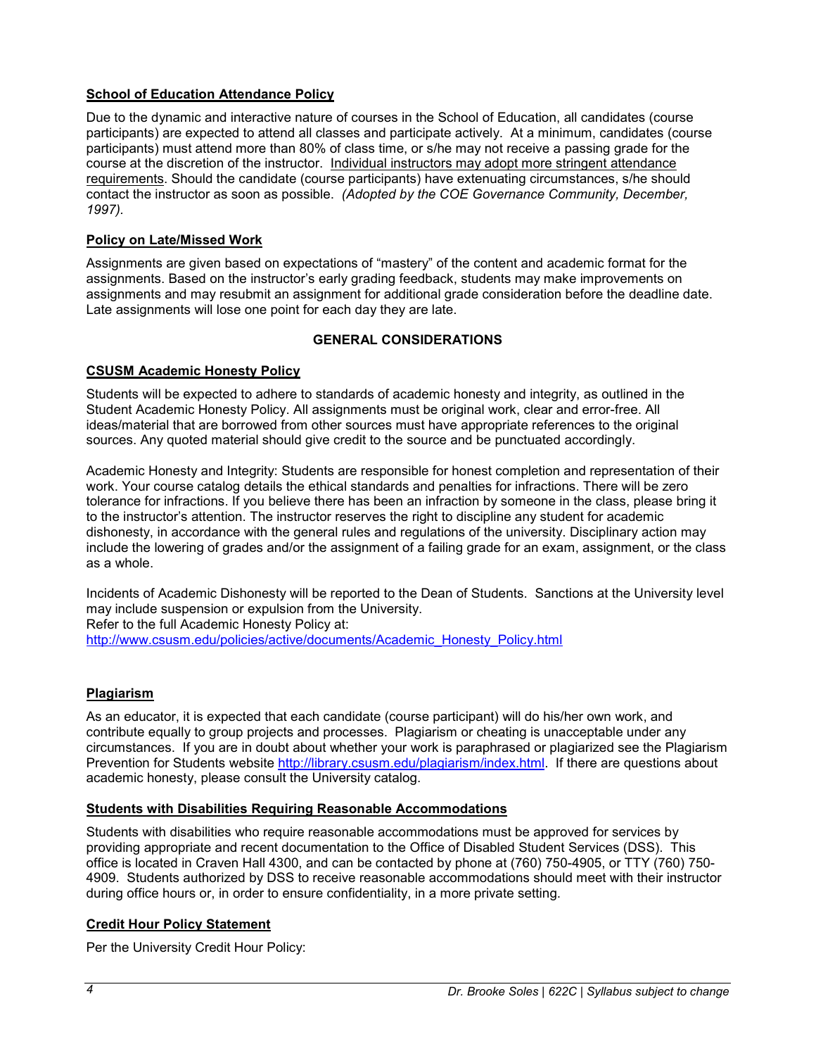### School of Education Attendance Policy

Due to the dynamic and interactive nature of courses in the School of Education, all candidates (course participants) are expected to attend all classes and participate actively. At a minimum, candidates (course participants) must attend more than 80% of class time, or s/he may not receive a passing grade for the course at the discretion of the instructor. Individual instructors may adopt more stringent attendance requirements. Should the candidate (course participants) have extenuating circumstances, s/he should contact the instructor as soon as possible. *(Adopted by the COE Governance Community, December, 1997).*

### Policy on Late/Missed Work

Assignments are given based on expectations of "mastery" of the content and academic format for the assignments. Based on the instructor's early grading feedback, students may make improvements on assignments and may resubmit an assignment for additional grade consideration before the deadline date. Late assignments will lose one point for each day they are late.

## GENERAL CONSIDERATIONS

### CSUSM Academic Honesty Policy

Students will be expected to adhere to standards of academic honesty and integrity, as outlined in the Student Academic Honesty Policy. All assignments must be original work, clear and error-free. All ideas/material that are borrowed from other sources must have appropriate references to the original sources. Any quoted material should give credit to the source and be punctuated accordingly.

Academic Honesty and Integrity: Students are responsible for honest completion and representation of their work. Your course catalog details the ethical standards and penalties for infractions. There will be zero tolerance for infractions. If you believe there has been an infraction by someone in the class, please bring it to the instructor's attention. The instructor reserves the right to discipline any student for academic dishonesty, in accordance with the general rules and regulations of the university. Disciplinary action may include the lowering of grades and/or the assignment of a failing grade for an exam, assignment, or the class as a whole.

Incidents of Academic Dishonesty will be reported to the Dean of Students. Sanctions at the University level may include suspension or expulsion from the University.
Refer to the full Academic Honesty Policy at:
http://www.csusm.edu/policies/active/documents/Academic_Honesty_Policy.html

### Plagiarism

As an educator, it is expected that each candidate (course participant) will do his/her own work, and contribute equally to group projects and processes. Plagiarism or cheating is unacceptable under any circumstances. If you are in doubt about whether your work is paraphrased or plagiarized see the Plagiarism Prevention for Students website http://library.csusm.edu/plagiarism/index.html. If there are questions about academic honesty, please consult the University catalog.

### Students with Disabilities Requiring Reasonable Accommodations

Students with disabilities who require reasonable accommodations must be approved for services by providing appropriate and recent documentation to the Office of Disabled Student Services (DSS). This office is located in Craven Hall 4300, and can be contacted by phone at (760) 750-4905, or TTY (760) 750-4909. Students authorized by DSS to receive reasonable accommodations should meet with their instructor during office hours or, in order to ensure confidentiality, in a more private setting.

### Credit Hour Policy Statement

Per the University Credit Hour Policy: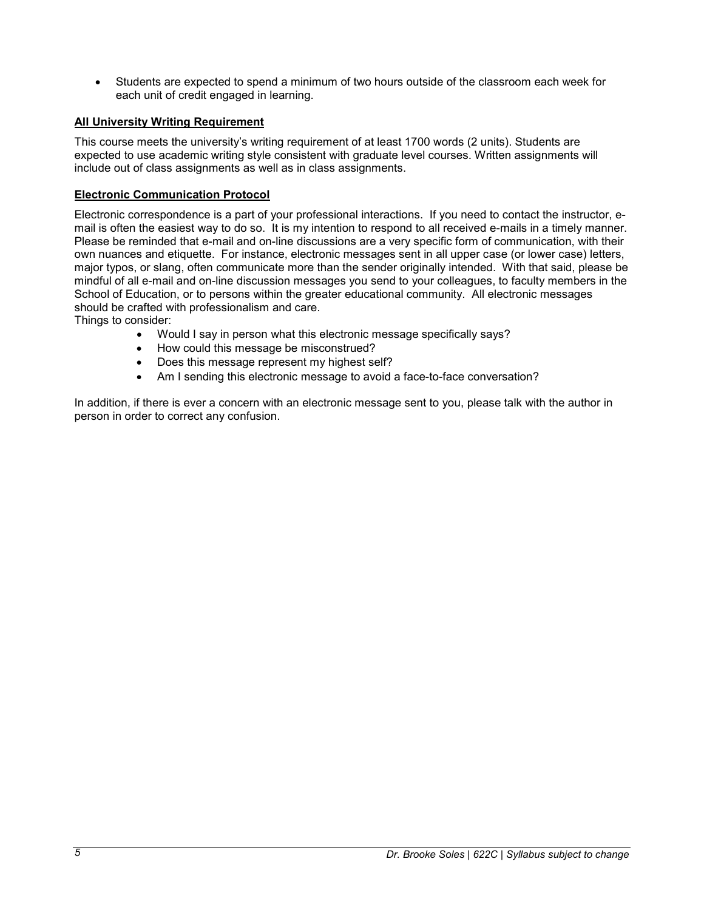- Students are expected to spend a minimum of two hours outside of the classroom each week for each unit of credit engaged in learning.

**All University Writing Requirement**

This course meets the university's writing requirement of at least 1700 words (2 units). Students are expected to use academic writing style consistent with graduate level courses. Written assignments will include out of class assignments as well as in class assignments.

**Electronic Communication Protocol**

Electronic correspondence is a part of your professional interactions. If you need to contact the instructor, e-mail is often the easiest way to do so. It is my intention to respond to all received e-mails in a timely manner. Please be reminded that e-mail and on-line discussions are a very specific form of communication, with their own nuances and etiquette. For instance, electronic messages sent in all upper case (or lower case) letters, major typos, or slang, often communicate more than the sender originally intended. With that said, please be mindful of all e-mail and on-line discussion messages you send to your colleagues, to faculty members in the School of Education, or to persons within the greater educational community. All electronic messages should be crafted with professionalism and care.

Things to consider:

- Would I say in person what this electronic message specifically says?
- How could this message be misconstrued?
- Does this message represent my highest self?
- Am I sending this electronic message to avoid a face-to-face conversation?

In addition, if there is ever a concern with an electronic message sent to you, please talk with the author in person in order to correct any confusion.